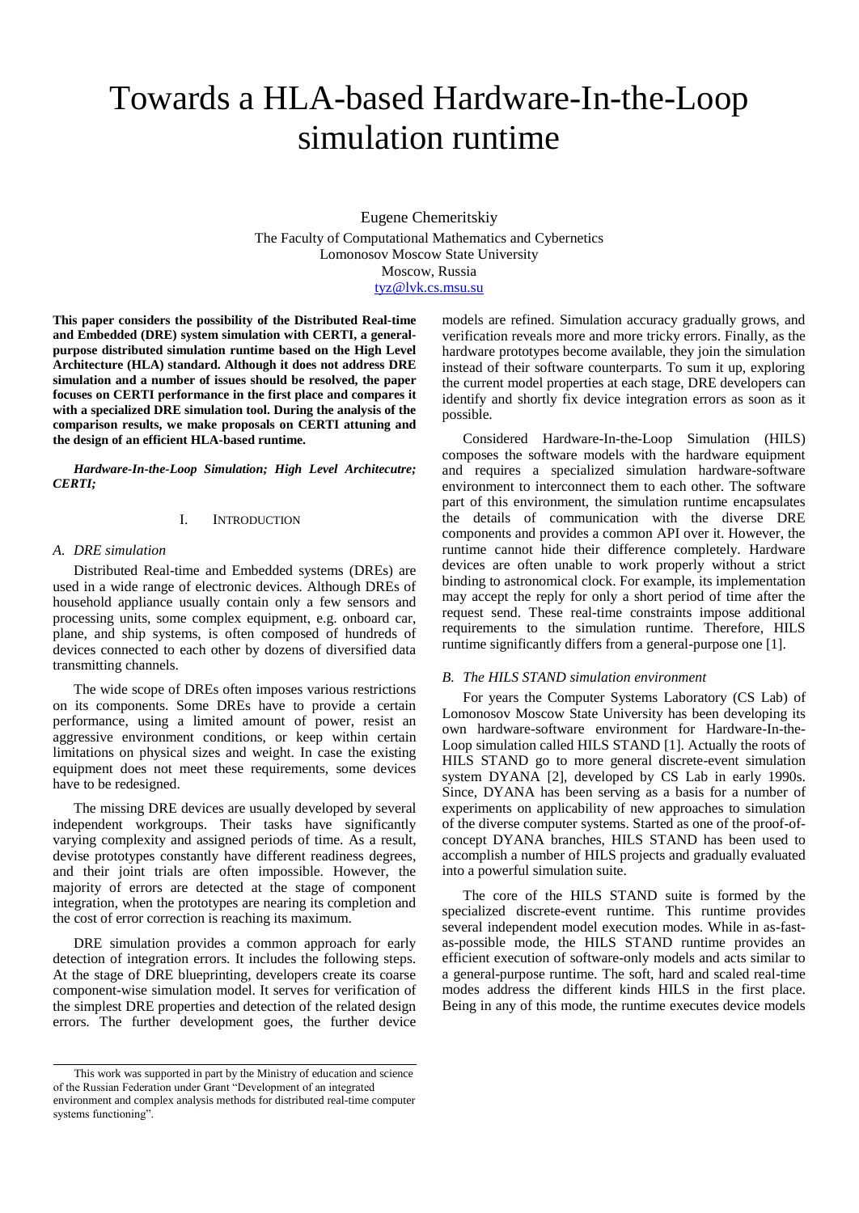# Towards a HLA-based Hardware-In-the-Loop simulation runtime

Eugene Chemeritskiy

The Faculty of Computational Mathematics and Cybernetics
Lomonosov Moscow State University
Moscow, Russia
tyz@lvk.cs.msu.su

**This paper considers the possibility of the Distributed Real-time and Embedded (DRE) system simulation with CERTI, a general-purpose distributed simulation runtime based on the High Level Architecture (HLA) standard. Although it does not address DRE simulation and a number of issues should be resolved, the paper focuses on CERTI performance in the first place and compares it with a specialized DRE simulation tool. During the analysis of the comparison results, we make proposals on CERTI attuning and the design of an efficient HLA-based runtime.**

***Hardware-In-the-Loop Simulation; High Level Architecutre; CERTI;***

## I. Introduction

### A. DRE simulation

Distributed Real-time and Embedded systems (DREs) are used in a wide range of electronic devices. Although DREs of household appliance usually contain only a few sensors and processing units, some complex equipment, e.g. onboard car, plane, and ship systems, is often composed of hundreds of devices connected to each other by dozens of diversified data transmitting channels.

The wide scope of DREs often imposes various restrictions on its components. Some DREs have to provide a certain performance, using a limited amount of power, resist an aggressive environment conditions, or keep within certain limitations on physical sizes and weight. In case the existing equipment does not meet these requirements, some devices have to be redesigned.

The missing DRE devices are usually developed by several independent workgroups. Their tasks have significantly varying complexity and assigned periods of time. As a result, devise prototypes constantly have different readiness degrees, and their joint trials are often impossible. However, the majority of errors are detected at the stage of component integration, when the prototypes are nearing its completion and the cost of error correction is reaching its maximum.

DRE simulation provides a common approach for early detection of integration errors. It includes the following steps. At the stage of DRE blueprinting, developers create its coarse component-wise simulation model. It serves for verification of the simplest DRE properties and detection of the related design errors. The further development goes, the further device models are refined. Simulation accuracy gradually grows, and verification reveals more and more tricky errors. Finally, as the hardware prototypes become available, they join the simulation instead of their software counterparts. To sum it up, exploring the current model properties at each stage, DRE developers can identify and shortly fix device integration errors as soon as it possible.

Considered Hardware-In-the-Loop Simulation (HILS) composes the software models with the hardware equipment and requires a specialized simulation hardware-software environment to interconnect them to each other. The software part of this environment, the simulation runtime encapsulates the details of communication with the diverse DRE components and provides a common API over it. However, the runtime cannot hide their difference completely. Hardware devices are often unable to work properly without a strict binding to astronomical clock. For example, its implementation may accept the reply for only a short period of time after the request send. These real-time constraints impose additional requirements to the simulation runtime. Therefore, HILS runtime significantly differs from a general-purpose one [1].

### B. The HILS STAND simulation environment

For years the Computer Systems Laboratory (CS Lab) of Lomonosov Moscow State University has been developing its own hardware-software environment for Hardware-In-the-Loop simulation called HILS STAND [1]. Actually the roots of HILS STAND go to more general discrete-event simulation system DYANA [2], developed by CS Lab in early 1990s. Since, DYANA has been serving as a basis for a number of experiments on applicability of new approaches to simulation of the diverse computer systems. Started as one of the proof-of-concept DYANA branches, HILS STAND has been used to accomplish a number of HILS projects and gradually evaluated into a powerful simulation suite.

The core of the HILS STAND suite is formed by the specialized discrete-event runtime. This runtime provides several independent model execution modes. While in as-fast-as-possible mode, the HILS STAND runtime provides an efficient execution of software-only models and acts similar to a general-purpose runtime. The soft, hard and scaled real-time modes address the different kinds HILS in the first place. Being in any of this mode, the runtime executes device models

This work was supported in part by the Ministry of education and science of the Russian Federation under Grant "Development of an integrated environment and complex analysis methods for distributed real-time computer systems functioning".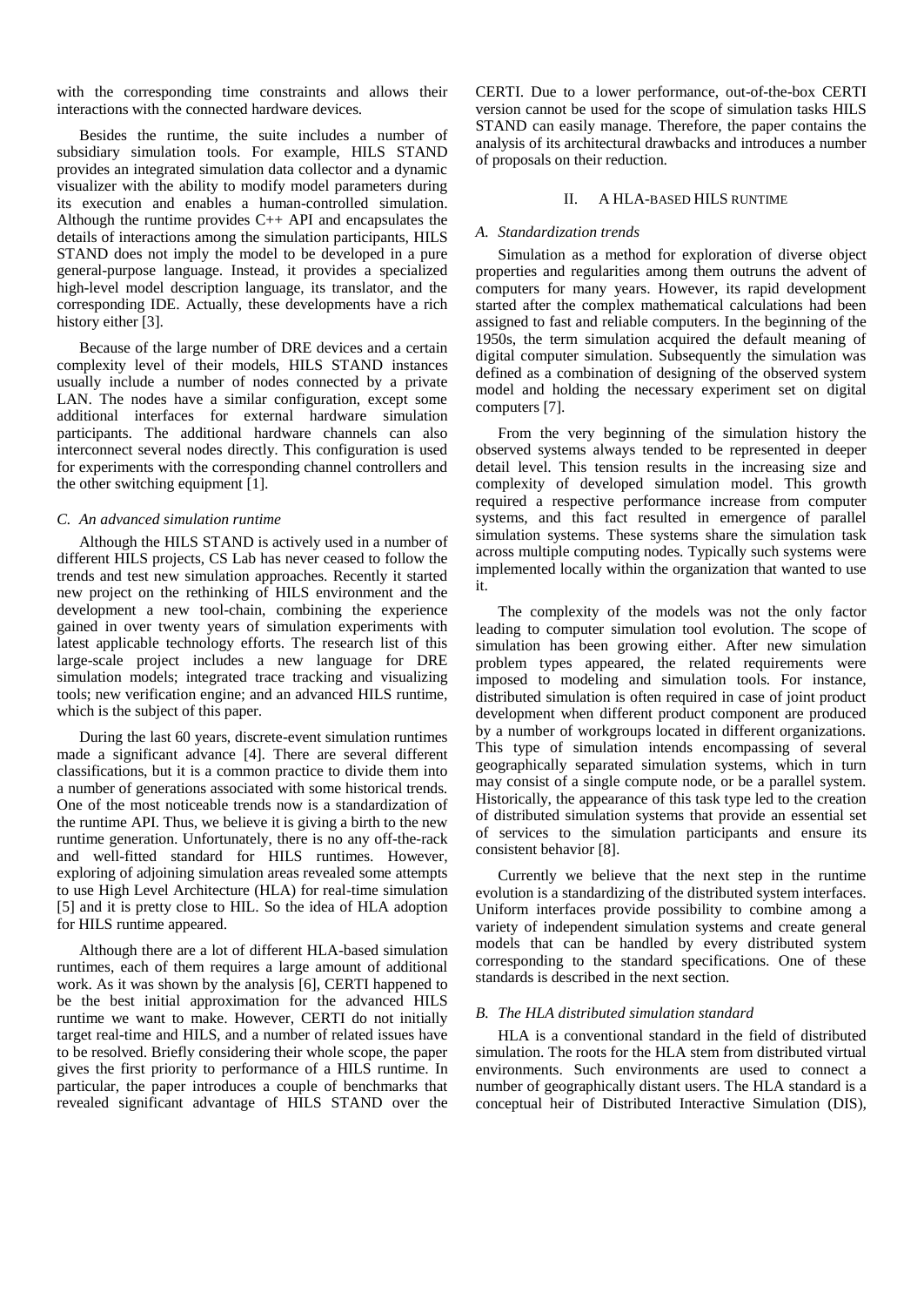with the corresponding time constraints and allows their interactions with the connected hardware devices.

Besides the runtime, the suite includes a number of subsidiary simulation tools. For example, HILS STAND provides an integrated simulation data collector and a dynamic visualizer with the ability to modify model parameters during its execution and enables a human-controlled simulation. Although the runtime provides C++ API and encapsulates the details of interactions among the simulation participants, HILS STAND does not imply the model to be developed in a pure general-purpose language. Instead, it provides a specialized high-level model description language, its translator, and the corresponding IDE. Actually, these developments have a rich history either [3].

Because of the large number of DRE devices and a certain complexity level of their models, HILS STAND instances usually include a number of nodes connected by a private LAN. The nodes have a similar configuration, except some additional interfaces for external hardware simulation participants. The additional hardware channels can also interconnect several nodes directly. This configuration is used for experiments with the corresponding channel controllers and the other switching equipment [1].

### *C. An advanced simulation runtime*

Although the HILS STAND is actively used in a number of different HILS projects, CS Lab has never ceased to follow the trends and test new simulation approaches. Recently it started new project on the rethinking of HILS environment and the development a new tool-chain, combining the experience gained in over twenty years of simulation experiments with latest applicable technology efforts. The research list of this large-scale project includes a new language for DRE simulation models; integrated trace tracking and visualizing tools; new verification engine; and an advanced HILS runtime, which is the subject of this paper.

During the last 60 years, discrete-event simulation runtimes made a significant advance [4]. There are several different classifications, but it is a common practice to divide them into a number of generations associated with some historical trends. One of the most noticeable trends now is a standardization of the runtime API. Thus, we believe it is giving a birth to the new runtime generation. Unfortunately, there is no any off-the-rack and well-fitted standard for HILS runtimes. However, exploring of adjoining simulation areas revealed some attempts to use High Level Architecture (HLA) for real-time simulation [5] and it is pretty close to HIL. So the idea of HLA adoption for HILS runtime appeared.

Although there are a lot of different HLA-based simulation runtimes, each of them requires a large amount of additional work. As it was shown by the analysis [6], CERTI happened to be the best initial approximation for the advanced HILS runtime we want to make. However, CERTI do not initially target real-time and HILS, and a number of related issues have to be resolved. Briefly considering their whole scope, the paper gives the first priority to performance of a HILS runtime. In particular, the paper introduces a couple of benchmarks that revealed significant advantage of HILS STAND over the CERTI. Due to a lower performance, out-of-the-box CERTI version cannot be used for the scope of simulation tasks HILS STAND can easily manage. Therefore, the paper contains the analysis of its architectural drawbacks and introduces a number of proposals on their reduction.

## II. A HLA-BASED HILS RUNTIME

### *A. Standardization trends*

Simulation as a method for exploration of diverse object properties and regularities among them outruns the advent of computers for many years. However, its rapid development started after the complex mathematical calculations had been assigned to fast and reliable computers. In the beginning of the 1950s, the term simulation acquired the default meaning of digital computer simulation. Subsequently the simulation was defined as a combination of designing of the observed system model and holding the necessary experiment set on digital computers [7].

From the very beginning of the simulation history the observed systems always tended to be represented in deeper detail level. This tension results in the increasing size and complexity of developed simulation model. This growth required a respective performance increase from computer systems, and this fact resulted in emergence of parallel simulation systems. These systems share the simulation task across multiple computing nodes. Typically such systems were implemented locally within the organization that wanted to use it.

The complexity of the models was not the only factor leading to computer simulation tool evolution. The scope of simulation has been growing either. After new simulation problem types appeared, the related requirements were imposed to modeling and simulation tools. For instance, distributed simulation is often required in case of joint product development when different product component are produced by a number of workgroups located in different organizations. This type of simulation intends encompassing of several geographically separated simulation systems, which in turn may consist of a single compute node, or be a parallel system. Historically, the appearance of this task type led to the creation of distributed simulation systems that provide an essential set of services to the simulation participants and ensure its consistent behavior [8].

Currently we believe that the next step in the runtime evolution is a standardizing of the distributed system interfaces. Uniform interfaces provide possibility to combine among a variety of independent simulation systems and create general models that can be handled by every distributed system corresponding to the standard specifications. One of these standards is described in the next section.

### *B. The HLA distributed simulation standard*

HLA is a conventional standard in the field of distributed simulation. The roots for the HLA stem from distributed virtual environments. Such environments are used to connect a number of geographically distant users. The HLA standard is a conceptual heir of Distributed Interactive Simulation (DIS),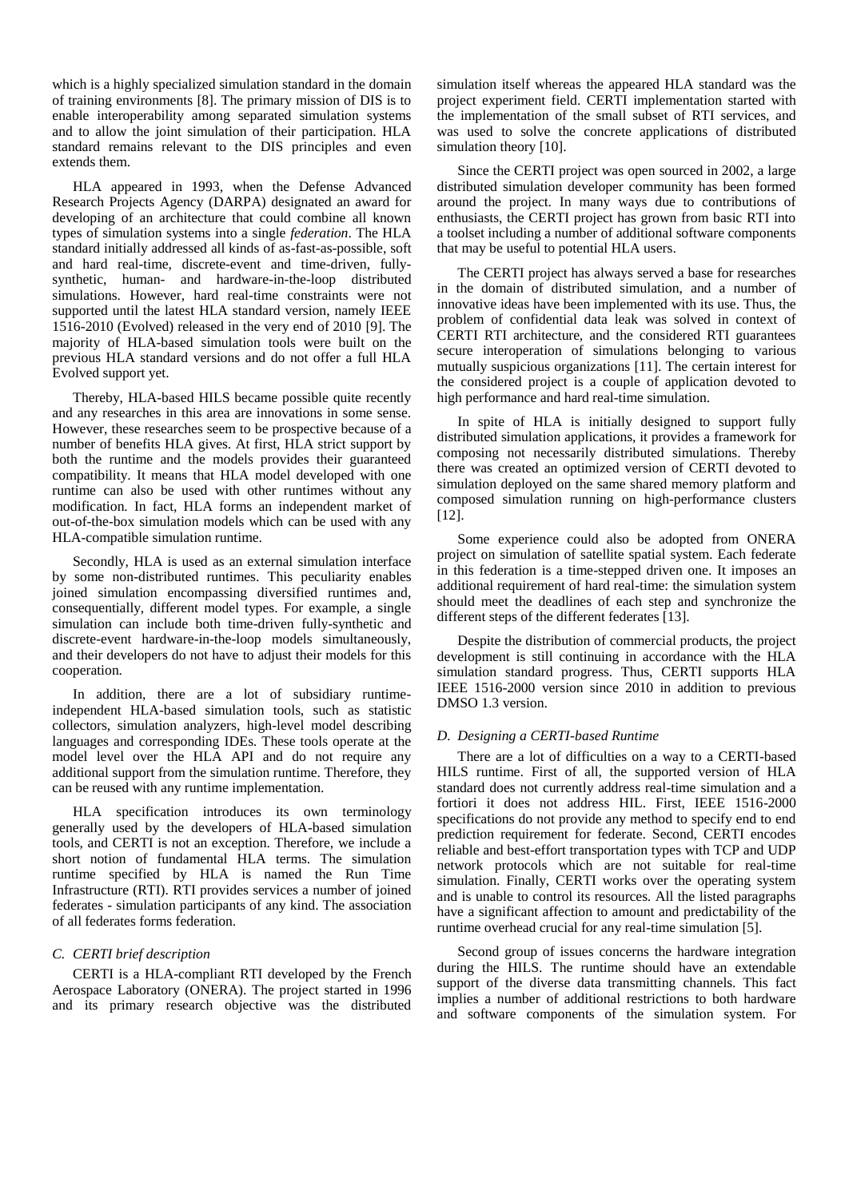which is a highly specialized simulation standard in the domain of training environments [8]. The primary mission of DIS is to enable interoperability among separated simulation systems and to allow the joint simulation of their participation. HLA standard remains relevant to the DIS principles and even extends them.

HLA appeared in 1993, when the Defense Advanced Research Projects Agency (DARPA) designated an award for developing of an architecture that could combine all known types of simulation systems into a single *federation*. The HLA standard initially addressed all kinds of as-fast-as-possible, soft and hard real-time, discrete-event and time-driven, fully-synthetic, human- and hardware-in-the-loop distributed simulations. However, hard real-time constraints were not supported until the latest HLA standard version, namely IEEE 1516-2010 (Evolved) released in the very end of 2010 [9]. The majority of HLA-based simulation tools were built on the previous HLA standard versions and do not offer a full HLA Evolved support yet.

Thereby, HLA-based HILS became possible quite recently and any researches in this area are innovations in some sense. However, these researches seem to be prospective because of a number of benefits HLA gives. At first, HLA strict support by both the runtime and the models provides their guaranteed compatibility. It means that HLA model developed with one runtime can also be used with other runtimes without any modification. In fact, HLA forms an independent market of out-of-the-box simulation models which can be used with any HLA-compatible simulation runtime.

Secondly, HLA is used as an external simulation interface by some non-distributed runtimes. This peculiarity enables joined simulation encompassing diversified runtimes and, consequentially, different model types. For example, a single simulation can include both time-driven fully-synthetic and discrete-event hardware-in-the-loop models simultaneously, and their developers do not have to adjust their models for this cooperation.

In addition, there are a lot of subsidiary runtime-independent HLA-based simulation tools, such as statistic collectors, simulation analyzers, high-level model describing languages and corresponding IDEs. These tools operate at the model level over the HLA API and do not require any additional support from the simulation runtime. Therefore, they can be reused with any runtime implementation.

HLA specification introduces its own terminology generally used by the developers of HLA-based simulation tools, and CERTI is not an exception. Therefore, we include a short notion of fundamental HLA terms. The simulation runtime specified by HLA is named the Run Time Infrastructure (RTI). RTI provides services a number of joined federates - simulation participants of any kind. The association of all federates forms federation.

### *C. CERTI brief description*

CERTI is a HLA-compliant RTI developed by the French Aerospace Laboratory (ONERA). The project started in 1996 and its primary research objective was the distributed simulation itself whereas the appeared HLA standard was the project experiment field. CERTI implementation started with the implementation of the small subset of RTI services, and was used to solve the concrete applications of distributed simulation theory [10].

Since the CERTI project was open sourced in 2002, a large distributed simulation developer community has been formed around the project. In many ways due to contributions of enthusiasts, the CERTI project has grown from basic RTI into a toolset including a number of additional software components that may be useful to potential HLA users.

The CERTI project has always served a base for researches in the domain of distributed simulation, and a number of innovative ideas have been implemented with its use. Thus, the problem of confidential data leak was solved in context of CERTI RTI architecture, and the considered RTI guarantees secure interoperation of simulations belonging to various mutually suspicious organizations [11]. The certain interest for the considered project is a couple of application devoted to high performance and hard real-time simulation.

In spite of HLA is initially designed to support fully distributed simulation applications, it provides a framework for composing not necessarily distributed simulations. Thereby there was created an optimized version of CERTI devoted to simulation deployed on the same shared memory platform and composed simulation running on high-performance clusters [12].

Some experience could also be adopted from ONERA project on simulation of satellite spatial system. Each federate in this federation is a time-stepped driven one. It imposes an additional requirement of hard real-time: the simulation system should meet the deadlines of each step and synchronize the different steps of the different federates [13].

Despite the distribution of commercial products, the project development is still continuing in accordance with the HLA simulation standard progress. Thus, CERTI supports HLA IEEE 1516-2000 version since 2010 in addition to previous DMSO 1.3 version.

### *D. Designing a CERTI-based Runtime*

There are a lot of difficulties on a way to a CERTI-based HILS runtime. First of all, the supported version of HLA standard does not currently address real-time simulation and a fortiori it does not address HIL. First, IEEE 1516-2000 specifications do not provide any method to specify end to end prediction requirement for federate. Second, CERTI encodes reliable and best-effort transportation types with TCP and UDP network protocols which are not suitable for real-time simulation. Finally, CERTI works over the operating system and is unable to control its resources. All the listed paragraphs have a significant affection to amount and predictability of the runtime overhead crucial for any real-time simulation [5].

Second group of issues concerns the hardware integration during the HILS. The runtime should have an extendable support of the diverse data transmitting channels. This fact implies a number of additional restrictions to both hardware and software components of the simulation system. For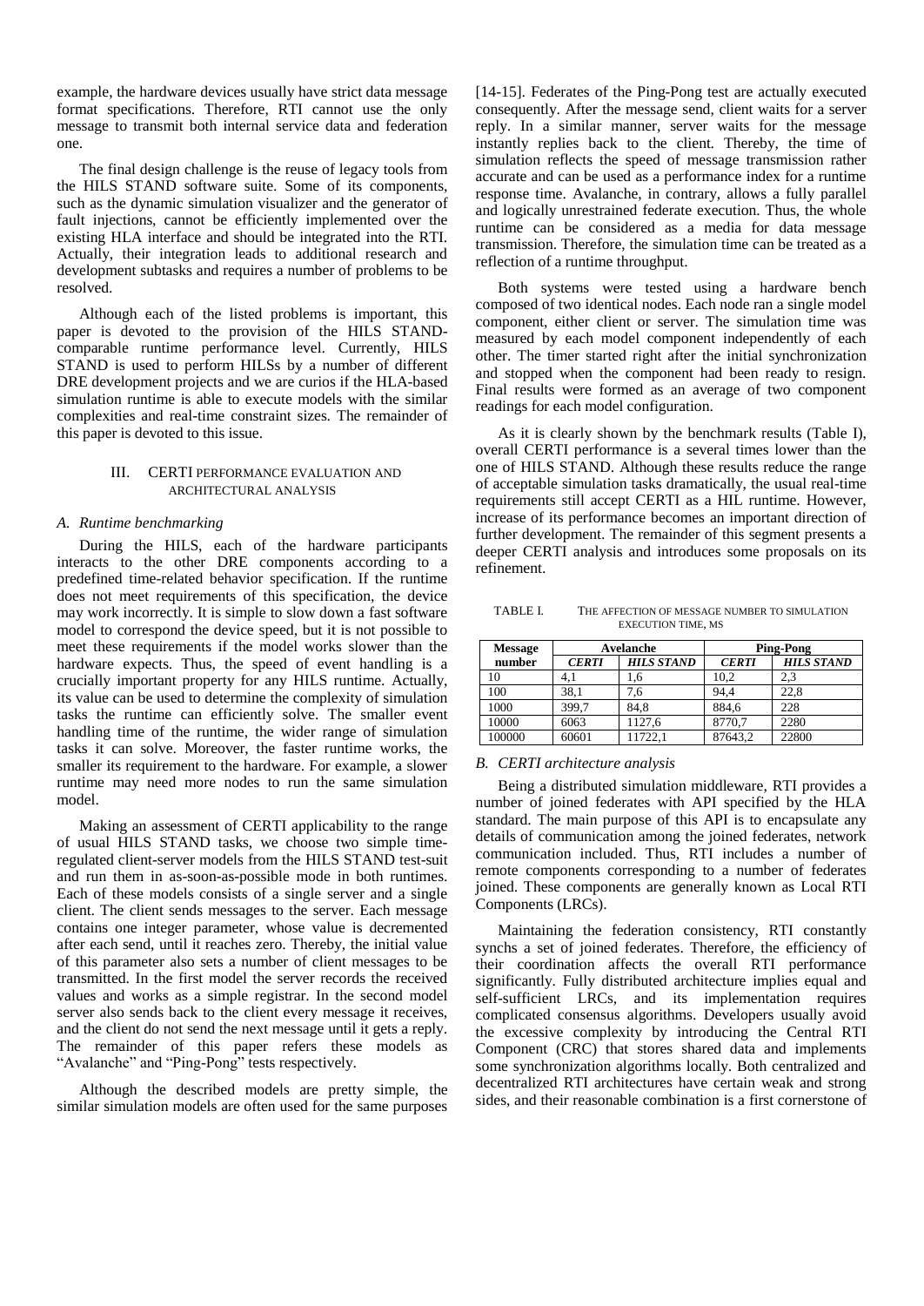example, the hardware devices usually have strict data message format specifications. Therefore, RTI cannot use the only message to transmit both internal service data and federation one.

The final design challenge is the reuse of legacy tools from the HILS STAND software suite. Some of its components, such as the dynamic simulation visualizer and the generator of fault injections, cannot be efficiently implemented over the existing HLA interface and should be integrated into the RTI. Actually, their integration leads to additional research and development subtasks and requires a number of problems to be resolved.

Although each of the listed problems is important, this paper is devoted to the provision of the HILS STAND-comparable runtime performance level. Currently, HILS STAND is used to perform HILSs by a number of different DRE development projects and we are curios if the HLA-based simulation runtime is able to execute models with the similar complexities and real-time constraint sizes. The remainder of this paper is devoted to this issue.

## III. CERTI Performance Evaluation and Architectural Analysis

### *A. Runtime benchmarking*

During the HILS, each of the hardware participants interacts to the other DRE components according to a predefined time-related behavior specification. If the runtime does not meet requirements of this specification, the device may work incorrectly. It is simple to slow down a fast software model to correspond the device speed, but it is not possible to meet these requirements if the model works slower than the hardware expects. Thus, the speed of event handling is a crucially important property for any HILS runtime. Actually, its value can be used to determine the complexity of simulation tasks the runtime can efficiently solve. The smaller event handling time of the runtime, the wider range of simulation tasks it can solve. Moreover, the faster runtime works, the smaller its requirement to the hardware. For example, a slower runtime may need more nodes to run the same simulation model.

Making an assessment of CERTI applicability to the range of usual HILS STAND tasks, we choose two simple time-regulated client-server models from the HILS STAND test-suit and run them in as-soon-as-possible mode in both runtimes. Each of these models consists of a single server and a single client. The client sends messages to the server. Each message contains one integer parameter, whose value is decremented after each send, until it reaches zero. Thereby, the initial value of this parameter also sets a number of client messages to be transmitted. In the first model the server records the received values and works as a simple registrar. In the second model server also sends back to the client every message it receives, and the client do not send the next message until it gets a reply. The remainder of this paper refers these models as "Avalanche" and "Ping-Pong" tests respectively.

Although the described models are pretty simple, the similar simulation models are often used for the same purposes [14-15]. Federates of the Ping-Pong test are actually executed consequently. After the message send, client waits for a server reply. In a similar manner, server waits for the message instantly replies back to the client. Thereby, the time of simulation reflects the speed of message transmission rather accurate and can be used as a performance index for a runtime response time. Avalanche, in contrary, allows a fully parallel and logically unrestrained federate execution. Thus, the whole runtime can be considered as a media for data message transmission. Therefore, the simulation time can be treated as a reflection of a runtime throughput.

Both systems were tested using a hardware bench composed of two identical nodes. Each node ran a single model component, either client or server. The simulation time was measured by each model component independently of each other. The timer started right after the initial synchronization and stopped when the component had been ready to resign. Final results were formed as an average of two component readings for each model configuration.

As it is clearly shown by the benchmark results (Table I), overall CERTI performance is a several times lower than the one of HILS STAND. Although these results reduce the range of acceptable simulation tasks dramatically, the usual real-time requirements still accept CERTI as a HIL runtime. However, increase of its performance becomes an important direction of further development. The remainder of this segment presents a deeper CERTI analysis and introduces some proposals on its refinement.

TABLE I. The Affection of Message Number to Simulation Execution Time, ms

| Message number | Avelanche | | Ping-Pong | |
|---|---|---|---|---|
| | *CERTI* | *HILS STAND* | *CERTI* | *HILS STAND* |
| 10 | 4,1 | 1,6 | 10,2 | 2,3 |
| 100 | 38,1 | 7,6 | 94,4 | 22,8 |
| 1000 | 399,7 | 84,8 | 884,6 | 228 |
| 10000 | 6063 | 1127,6 | 8770,7 | 2280 |
| 100000 | 60601 | 11722,1 | 87643,2 | 22800 |

### *B. CERTI architecture analysis*

Being a distributed simulation middleware, RTI provides a number of joined federates with API specified by the HLA standard. The main purpose of this API is to encapsulate any details of communication among the joined federates, network communication included. Thus, RTI includes a number of remote components corresponding to a number of federates joined. These components are generally known as Local RTI Components (LRCs).

Maintaining the federation consistency, RTI constantly synchs a set of joined federates. Therefore, the efficiency of their coordination affects the overall RTI performance significantly. Fully distributed architecture implies equal and self-sufficient LRCs, and its implementation requires complicated consensus algorithms. Developers usually avoid the excessive complexity by introducing the Central RTI Component (CRC) that stores shared data and implements some synchronization algorithms locally. Both centralized and decentralized RTI architectures have certain weak and strong sides, and their reasonable combination is a first cornerstone of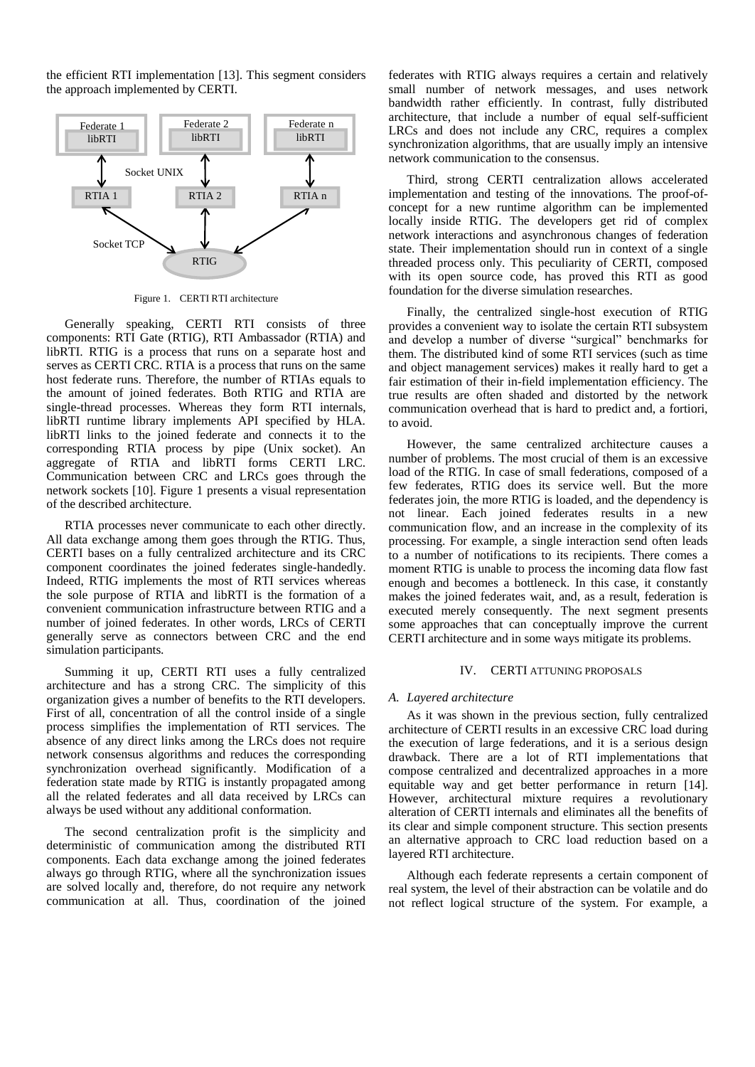the efficient RTI implementation [13]. This segment considers the approach implemented by CERTI.

Federate 1
libRTI
Federate 2
libRTI
Federate n
libRTI
Socket UNIX
RTIA 1
RTIA 2
RTIA n
Socket TCP
RTIG

Figure 1. CERTI RTI architecture

Generally speaking, CERTI RTI consists of three components: RTI Gate (RTIG), RTI Ambassador (RTIA) and libRTI. RTIG is a process that runs on a separate host and serves as CERTI CRC. RTIA is a process that runs on the same host federate runs. Therefore, the number of RTIAs equals to the amount of joined federates. Both RTIG and RTIA are single-thread processes. Whereas they form RTI internals, libRTI runtime library implements API specified by HLA. libRTI links to the joined federate and connects it to the corresponding RTIA process by pipe (Unix socket). An aggregate of RTIA and libRTI forms CERTI LRC. Communication between CRC and LRCs goes through the network sockets [10]. Figure 1 presents a visual representation of the described architecture.

RTIA processes never communicate to each other directly. All data exchange among them goes through the RTIG. Thus, CERTI bases on a fully centralized architecture and its CRC component coordinates the joined federates single-handedly. Indeed, RTIG implements the most of RTI services whereas the sole purpose of RTIA and libRTI is the formation of a convenient communication infrastructure between RTIG and a number of joined federates. In other words, LRCs of CERTI generally serve as connectors between CRC and the end simulation participants.

Summing it up, CERTI RTI uses a fully centralized architecture and has a strong CRC. The simplicity of this organization gives a number of benefits to the RTI developers. First of all, concentration of all the control inside of a single process simplifies the implementation of RTI services. The absence of any direct links among the LRCs does not require network consensus algorithms and reduces the corresponding synchronization overhead significantly. Modification of a federation state made by RTIG is instantly propagated among all the related federates and all data received by LRCs can always be used without any additional conformation.

The second centralization profit is the simplicity and deterministic of communication among the distributed RTI components. Each data exchange among the joined federates always go through RTIG, where all the synchronization issues are solved locally and, therefore, do not require any network communication at all. Thus, coordination of the joined federates with RTIG always requires a certain and relatively small number of network messages, and uses network bandwidth rather efficiently. In contrast, fully distributed architecture, that include a number of equal self-sufficient LRCs and does not include any CRC, requires a complex synchronization algorithms, that are usually imply an intensive network communication to the consensus.

Third, strong CERTI centralization allows accelerated implementation and testing of the innovations. The proof-of-concept for a new runtime algorithm can be implemented locally inside RTIG. The developers get rid of complex network interactions and asynchronous changes of federation state. Their implementation should run in context of a single threaded process only. This peculiarity of CERTI, composed with its open source code, has proved this RTI as good foundation for the diverse simulation researches.

Finally, the centralized single-host execution of RTIG provides a convenient way to isolate the certain RTI subsystem and develop a number of diverse "surgical" benchmarks for them. The distributed kind of some RTI services (such as time and object management services) makes it really hard to get a fair estimation of their in-field implementation efficiency. The true results are often shaded and distorted by the network communication overhead that is hard to predict and, a fortiori, to avoid.

However, the same centralized architecture causes a number of problems. The most crucial of them is an excessive load of the RTIG. In case of small federations, composed of a few federates, RTIG does its service well. But the more federates join, the more RTIG is loaded, and the dependency is not linear. Each joined federates results in a new communication flow, and an increase in the complexity of its processing. For example, a single interaction send often leads to a number of notifications to its recipients. There comes a moment RTIG is unable to process the incoming data flow fast enough and becomes a bottleneck. In this case, it constantly makes the joined federates wait, and, as a result, federation is executed merely consequently. The next segment presents some approaches that can conceptually improve the current CERTI architecture and in some ways mitigate its problems.

## IV. CERTI ATTUNING PROPOSALS

### *A. Layered architecture*

As it was shown in the previous section, fully centralized architecture of CERTI results in an excessive CRC load during the execution of large federations, and it is a serious design drawback. There are a lot of RTI implementations that compose centralized and decentralized approaches in a more equitable way and get better performance in return [14]. However, architectural mixture requires a revolutionary alteration of CERTI internals and eliminates all the benefits of its clear and simple component structure. This section presents an alternative approach to CRC load reduction based on a layered RTI architecture.

Although each federate represents a certain component of real system, the level of their abstraction can be volatile and do not reflect logical structure of the system. For example, a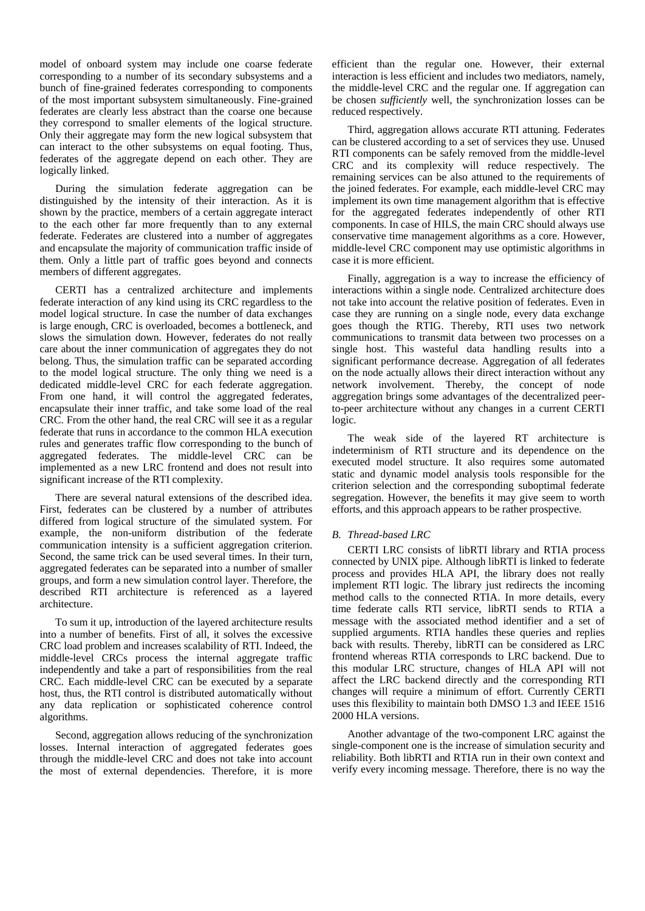model of onboard system may include one coarse federate corresponding to a number of its secondary subsystems and a bunch of fine-grained federates corresponding to components of the most important subsystem simultaneously. Fine-grained federates are clearly less abstract than the coarse one because they correspond to smaller elements of the logical structure. Only their aggregate may form the new logical subsystem that can interact to the other subsystems on equal footing. Thus, federates of the aggregate depend on each other. They are logically linked.

During the simulation federate aggregation can be distinguished by the intensity of their interaction. As it is shown by the practice, members of a certain aggregate interact to the each other far more frequently than to any external federate. Federates are clustered into a number of aggregates and encapsulate the majority of communication traffic inside of them. Only a little part of traffic goes beyond and connects members of different aggregates.

CERTI has a centralized architecture and implements federate interaction of any kind using its CRC regardless to the model logical structure. In case the number of data exchanges is large enough, CRC is overloaded, becomes a bottleneck, and slows the simulation down. However, federates do not really care about the inner communication of aggregates they do not belong. Thus, the simulation traffic can be separated according to the model logical structure. The only thing we need is a dedicated middle-level CRC for each federate aggregation. From one hand, it will control the aggregated federates, encapsulate their inner traffic, and take some load of the real CRC. From the other hand, the real CRC will see it as a regular federate that runs in accordance to the common HLA execution rules and generates traffic flow corresponding to the bunch of aggregated federates. The middle-level CRC can be implemented as a new LRC frontend and does not result into significant increase of the RTI complexity.

There are several natural extensions of the described idea. First, federates can be clustered by a number of attributes differed from logical structure of the simulated system. For example, the non-uniform distribution of the federate communication intensity is a sufficient aggregation criterion. Second, the same trick can be used several times. In their turn, aggregated federates can be separated into a number of smaller groups, and form a new simulation control layer. Therefore, the described RTI architecture is referenced as a layered architecture.

To sum it up, introduction of the layered architecture results into a number of benefits. First of all, it solves the excessive CRC load problem and increases scalability of RTI. Indeed, the middle-level CRCs process the internal aggregate traffic independently and take a part of responsibilities from the real CRC. Each middle-level CRC can be executed by a separate host, thus, the RTI control is distributed automatically without any data replication or sophisticated coherence control algorithms.

Second, aggregation allows reducing of the synchronization losses. Internal interaction of aggregated federates goes through the middle-level CRC and does not take into account the most of external dependencies. Therefore, it is more efficient than the regular one. However, their external interaction is less efficient and includes two mediators, namely, the middle-level CRC and the regular one. If aggregation can be chosen *sufficiently* well, the synchronization losses can be reduced respectively.

Third, aggregation allows accurate RTI attuning. Federates can be clustered according to a set of services they use. Unused RTI components can be safely removed from the middle-level CRC and its complexity will reduce respectively. The remaining services can be also attuned to the requirements of the joined federates. For example, each middle-level CRC may implement its own time management algorithm that is effective for the aggregated federates independently of other RTI components. In case of HILS, the main CRC should always use conservative time management algorithms as a core. However, middle-level CRC component may use optimistic algorithms in case it is more efficient.

Finally, aggregation is a way to increase the efficiency of interactions within a single node. Centralized architecture does not take into account the relative position of federates. Even in case they are running on a single node, every data exchange goes though the RTIG. Thereby, RTI uses two network communications to transmit data between two processes on a single host. This wasteful data handling results into a significant performance decrease. Aggregation of all federates on the node actually allows their direct interaction without any network involvement. Thereby, the concept of node aggregation brings some advantages of the decentralized peer-to-peer architecture without any changes in a current CERTI logic.

The weak side of the layered RT architecture is indeterminism of RTI structure and its dependence on the executed model structure. It also requires some automated static and dynamic model analysis tools responsible for the criterion selection and the corresponding suboptimal federate segregation. However, the benefits it may give seem to worth efforts, and this approach appears to be rather prospective.

### *B. Thread-based LRC*

CERTI LRC consists of libRTI library and RTIA process connected by UNIX pipe. Although libRTI is linked to federate process and provides HLA API, the library does not really implement RTI logic. The library just redirects the incoming method calls to the connected RTIA. In more details, every time federate calls RTI service, libRTI sends to RTIA a message with the associated method identifier and a set of supplied arguments. RTIA handles these queries and replies back with results. Thereby, libRTI can be considered as LRC frontend whereas RTIA corresponds to LRC backend. Due to this modular LRC structure, changes of HLA API will not affect the LRC backend directly and the corresponding RTI changes will require a minimum of effort. Currently CERTI uses this flexibility to maintain both DMSO 1.3 and IEEE 1516 2000 HLA versions.

Another advantage of the two-component LRC against the single-component one is the increase of simulation security and reliability. Both libRTI and RTIA run in their own context and verify every incoming message. Therefore, there is no way the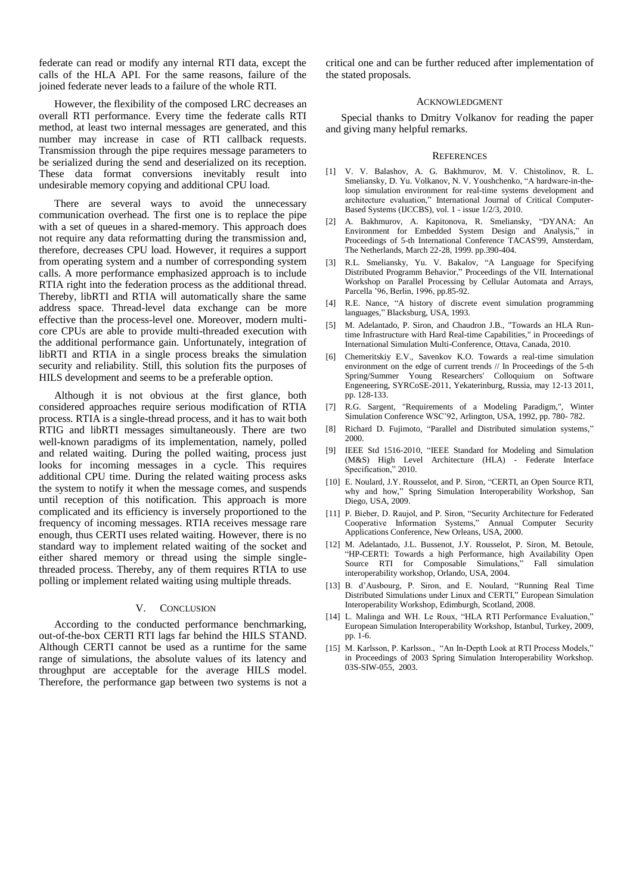federate can read or modify any internal RTI data, except the calls of the HLA API. For the same reasons, failure of the joined federate never leads to a failure of the whole RTI.

However, the flexibility of the composed LRC decreases an overall RTI performance. Every time the federate calls RTI method, at least two internal messages are generated, and this number may increase in case of RTI callback requests. Transmission through the pipe requires message parameters to be serialized during the send and deserialized on its reception. These data format conversions inevitably result into undesirable memory copying and additional CPU load.

There are several ways to avoid the unnecessary communication overhead. The first one is to replace the pipe with a set of queues in a shared-memory. This approach does not require any data reformatting during the transmission and, therefore, decreases CPU load. However, it requires a support from operating system and a number of corresponding system calls. A more performance emphasized approach is to include RTIA right into the federation process as the additional thread. Thereby, libRTI and RTIA will automatically share the same address space. Thread-level data exchange can be more effective than the process-level one. Moreover, modern multi-core CPUs are able to provide multi-threaded execution with the additional performance gain. Unfortunately, integration of libRTI and RTIA in a single process breaks the simulation security and reliability. Still, this solution fits the purposes of HILS development and seems to be a preferable option.

Although it is not obvious at the first glance, both considered approaches require serious modification of RTIA process. RTIA is a single-thread process, and it has to wait both RTIG and libRTI messages simultaneously. There are two well-known paradigms of its implementation, namely, polled and related waiting. During the polled waiting, process just looks for incoming messages in a cycle. This requires additional CPU time. During the related waiting process asks the system to notify it when the message comes, and suspends until reception of this notification. This approach is more complicated and its efficiency is inversely proportioned to the frequency of incoming messages. RTIA receives message rare enough, thus CERTI uses related waiting. However, there is no standard way to implement related waiting of the socket and either shared memory or thread using the simple single-threaded process. Thereby, any of them requires RTIA to use polling or implement related waiting using multiple threads.

## V. Conclusion

According to the conducted performance benchmarking, out-of-the-box CERTI RTI lags far behind the HILS STAND. Although CERTI cannot be used as a runtime for the same range of simulations, the absolute values of its latency and throughput are acceptable for the average HILS model. Therefore, the performance gap between two systems is not a critical one and can be further reduced after implementation of the stated proposals.

## Acknowledgment

Special thanks to Dmitry Volkanov for reading the paper and giving many helpful remarks.

## References

[1] V. V. Balashov, A. G. Bakhmurov, M. V. Chistolinov, R. L. Smeliansky, D. Yu. Volkanov, N. V. Youshchenko, "A hardware-in-the-loop simulation environment for real-time systems development and architecture evaluation," International Journal of Critical Computer-Based Systems (IJCCBS), vol. 1 - issue 1/2/3, 2010.

[2] A. Bakhmurov, A. Kapitonova, R. Smeliansky, "DYANA: An Environment for Embedded System Design and Analysis," in Proceedings of 5-th International Conference TACAS'99, Amsterdam, The Netherlands, March 22-28, 1999. pp.390-404.

[3] R.L. Smeliansky, Yu. V. Bakalov, "A Language for Specifying Distributed Programm Behavior," Proceedings of the VII. International Workshop on Parallel Processing by Cellular Automata and Arrays, Parcella '96, Berlin, 1996, pp.85-92.

[4] R.E. Nance, "A history of discrete event simulation programming languages," Blacksburg, USA, 1993.

[5] M. Adelantado, P. Siron, and Chaudron J.B., "Towards an HLA Run-time Infrastructure with Hard Real-time Capabilities," in Proceedings of International Simulation Multi-Conference, Ottava, Canada, 2010.

[6] Chemeritskiy E.V., Savenkov K.O. Towards a real-time simulation environment on the edge of current trends // In Proceedings of the 5-th Spring/Summer Young Researchers' Colloquium on Software Engeneering, SYRCoSE-2011, Yekaterinburg, Russia, may 12-13 2011, pp. 128-133.

[7] R.G. Sargent, "Requirements of a Modeling Paradigm,", Winter Simulation Conference WSC'92, Arlington, USA, 1992, pp. 780- 782.

[8] Richard D. Fujimoto, "Parallel and Distributed simulation systems," 2000.

[9] IEEE Std 1516-2010, "IEEE Standard for Modeling and Simulation (M&S) High Level Architecture (HLA) - Federate Interface Specification," 2010.

[10] E. Noulard, J.Y. Rousselot, and P. Siron, "CERTI, an Open Source RTI, why and how," Spring Simulation Interoperability Workshop, San Diego, USA, 2009.

[11] P. Bieber, D. Raujol, and P. Siron, "Security Architecture for Federated Cooperative Information Systems," Annual Computer Security Applications Conference, New Orleans, USA, 2000.

[12] M. Adelantado, J.L. Bussenot, J.Y. Rousselot, P. Siron, M. Betoule, "HP-CERTI: Towards a high Performance, high Availability Open Source RTI for Composable Simulations," Fall simulation interoperability workshop, Orlando, USA, 2004.

[13] B. d'Ausbourg, P. Siron, and E. Noulard, "Running Real Time Distributed Simulations under Linux and CERTI," European Simulation Interoperability Workshop, Edimburgh, Scotland, 2008.

[14] L. Malinga and WH. Le Roux, "HLA RTI Performance Evaluation," European Simulation Interoperability Workshop, Istanbul, Turkey, 2009, pp. 1-6.

[15] M. Karlsson, P. Karlsson., "An In-Depth Look at RTI Process Models," in Proceedings of 2003 Spring Simulation Interoperability Workshop. 03S-SIW-055, 2003.